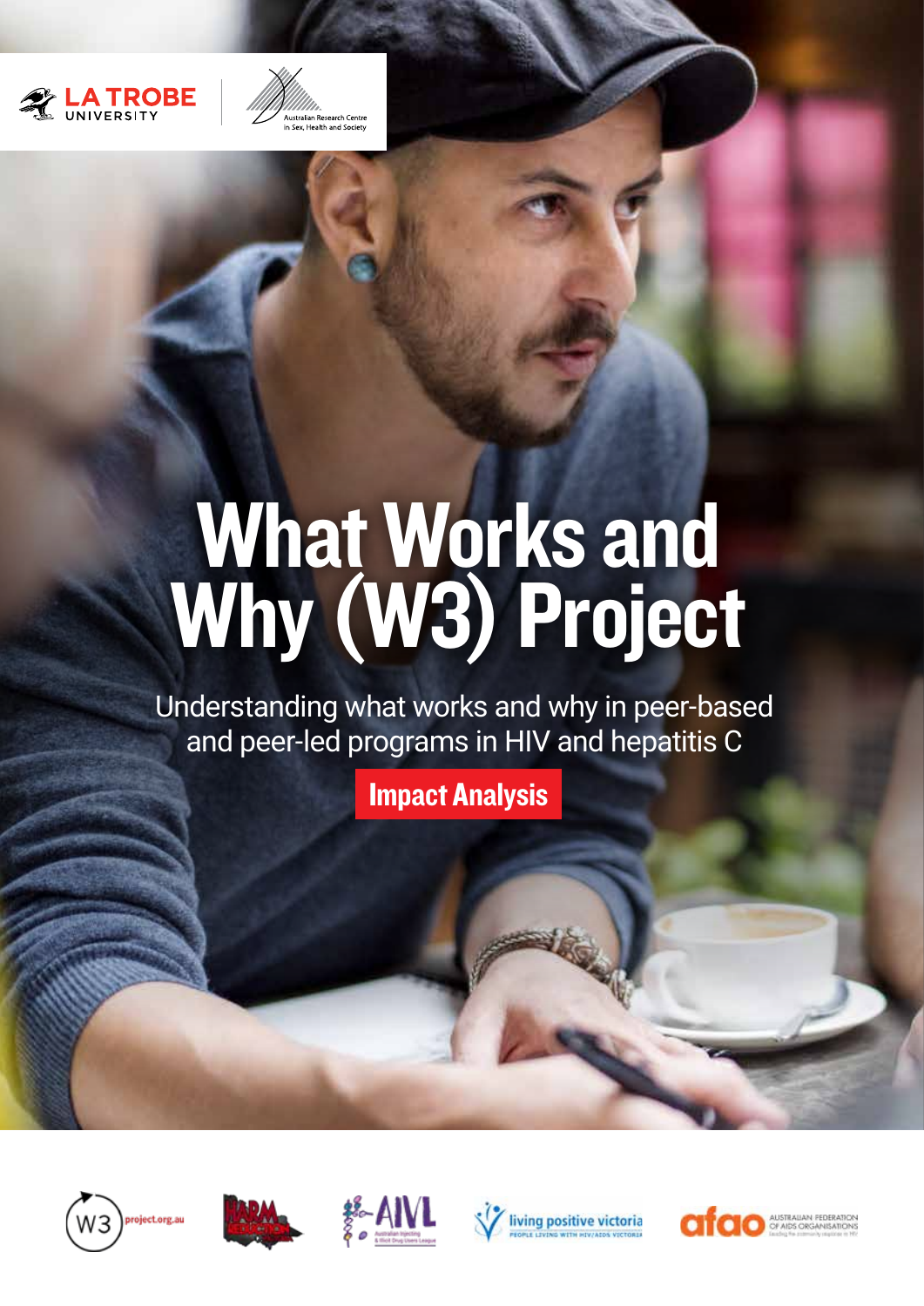LA TROBE UNIVERSITY

Australian Research Centre in Sex, Health and Society

# What Works and Why (W3) Project

## Understanding what works and why in peer-based and peer-led programs in HIV and hepatitis C

**Impact Analysis**

W3 project.org.au

Harm Reduction Victoria

AIVL Australian Injecting & Illicit Drug Users League

living positive victoria PEOPLE LIVING WITH HIV/AIDS VICTORIA

afao AUSTRALIAN FEDERATION OF AIDS ORGANISATIONS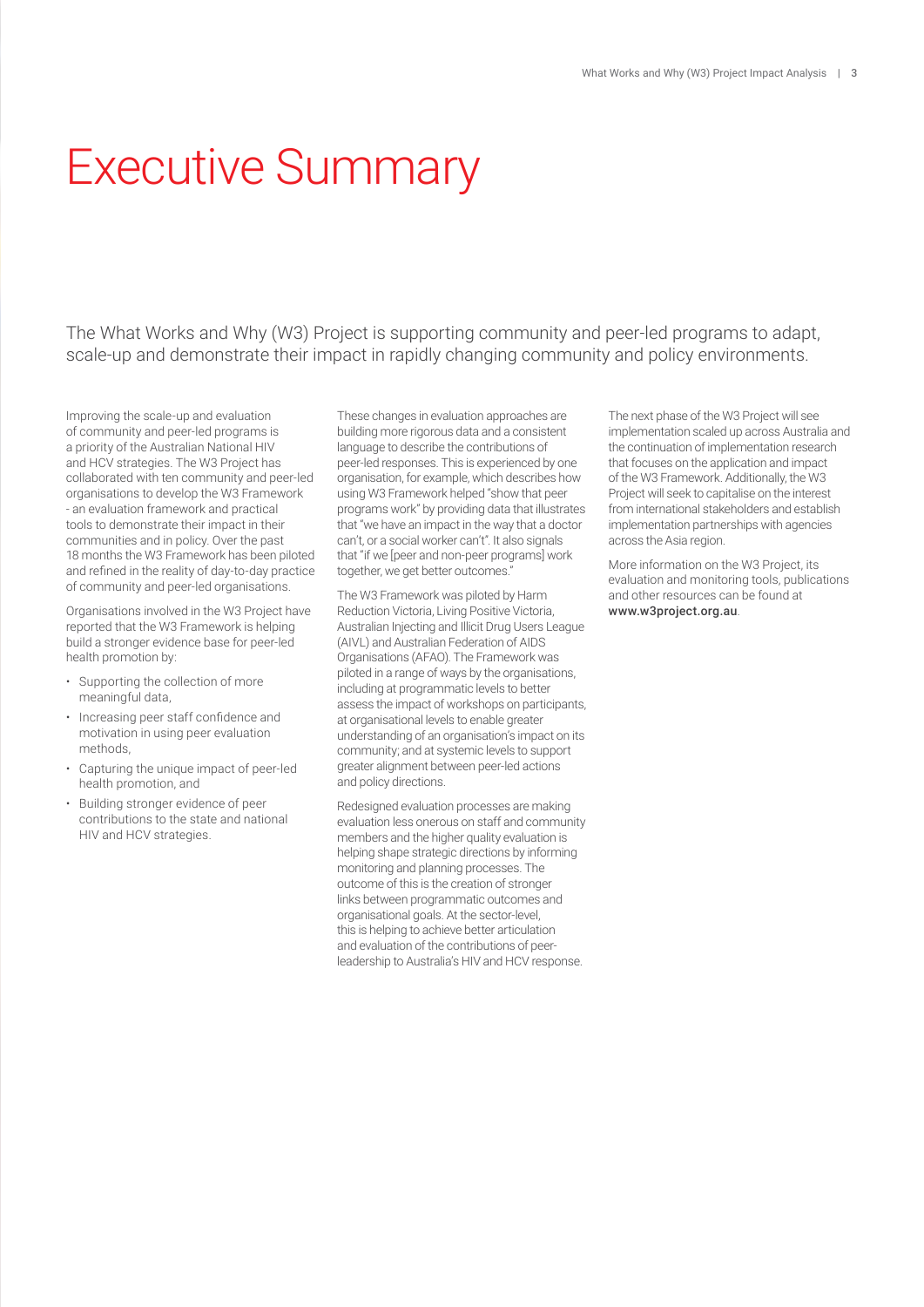# Executive Summary

The What Works and Why (W3) Project is supporting community and peer-led programs to adapt, scale-up and demonstrate their impact in rapidly changing community and policy environments.

Improving the scale-up and evaluation of community and peer-led programs is a priority of the Australian National HIV and HCV strategies. The W3 Project has collaborated with ten community and peer-led organisations to develop the W3 Framework - an evaluation framework and practical tools to demonstrate their impact in their communities and in policy. Over the past 18 months the W3 Framework has been piloted and refined in the reality of day-to-day practice of community and peer-led organisations.

Organisations involved in the W3 Project have reported that the W3 Framework is helping build a stronger evidence base for peer-led health promotion by:

- Supporting the collection of more meaningful data,
- Increasing peer staff confidence and motivation in using peer evaluation methods,
- Capturing the unique impact of peer-led health promotion, and
- Building stronger evidence of peer contributions to the state and national HIV and HCV strategies.

These changes in evaluation approaches are building more rigorous data and a consistent language to describe the contributions of peer-led responses. This is experienced by one organisation, for example, which describes how using W3 Framework helped "show that peer programs work" by providing data that illustrates that "we have an impact in the way that a doctor can't, or a social worker can't". It also signals that "if we [peer and non-peer programs] work together, we get better outcomes."

The W3 Framework was piloted by Harm Reduction Victoria, Living Positive Victoria, Australian Injecting and Illicit Drug Users League (AIVL) and Australian Federation of AIDS Organisations (AFAO). The Framework was piloted in a range of ways by the organisations, including at programmatic levels to better assess the impact of workshops on participants, at organisational levels to enable greater understanding of an organisation's impact on its community; and at systemic levels to support greater alignment between peer-led actions and policy directions.

Redesigned evaluation processes are making evaluation less onerous on staff and community members and the higher quality evaluation is helping shape strategic directions by informing monitoring and planning processes. The outcome of this is the creation of stronger links between programmatic outcomes and organisational goals. At the sector-level, this is helping to achieve better articulation and evaluation of the contributions of peer-leadership to Australia's HIV and HCV response.

The next phase of the W3 Project will see implementation scaled up across Australia and the continuation of implementation research that focuses on the application and impact of the W3 Framework. Additionally, the W3 Project will seek to capitalise on the interest from international stakeholders and establish implementation partnerships with agencies across the Asia region.

More information on the W3 Project, its evaluation and monitoring tools, publications and other resources can be found at **www.w3project.org.au**.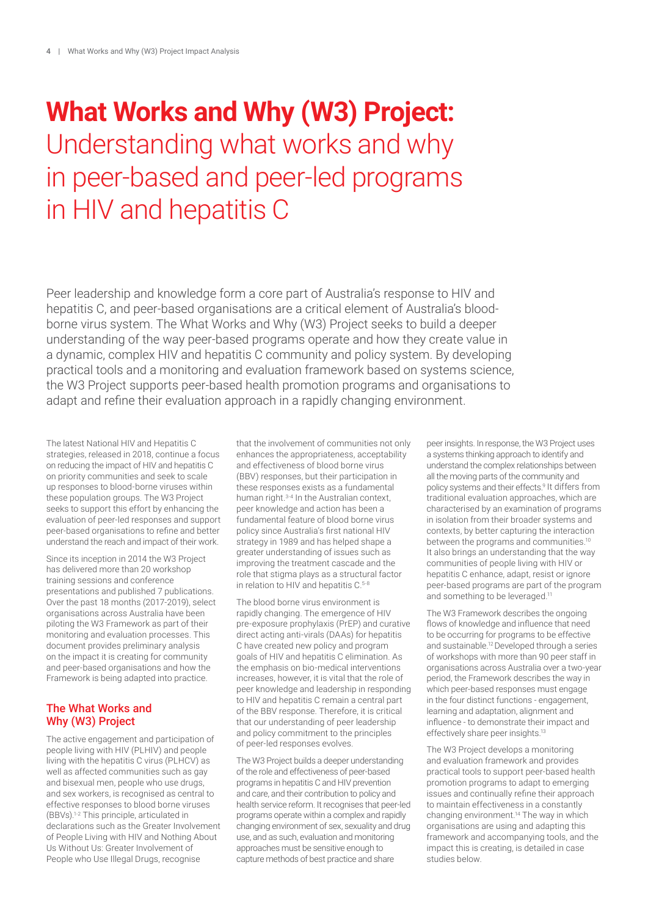# What Works and Why (W3) Project: Understanding what works and why in peer-based and peer-led programs in HIV and hepatitis C

Peer leadership and knowledge form a core part of Australia's response to HIV and hepatitis C, and peer-based organisations are a critical element of Australia's blood-borne virus system. The What Works and Why (W3) Project seeks to build a deeper understanding of the way peer-based programs operate and how they create value in a dynamic, complex HIV and hepatitis C community and policy system. By developing practical tools and a monitoring and evaluation framework based on systems science, the W3 Project supports peer-based health promotion programs and organisations to adapt and refine their evaluation approach in a rapidly changing environment.

The latest National HIV and Hepatitis C strategies, released in 2018, continue a focus on reducing the impact of HIV and hepatitis C on priority communities and seek to scale up responses to blood-borne viruses within these population groups. The W3 Project seeks to support this effort by enhancing the evaluation of peer-led responses and support peer-based organisations to refine and better understand the reach and impact of their work.

Since its inception in 2014 the W3 Project has delivered more than 20 workshop training sessions and conference presentations and published 7 publications. Over the past 18 months (2017-2019), select organisations across Australia have been piloting the W3 Framework as part of their monitoring and evaluation processes. This document provides preliminary analysis on the impact it is creating for community and peer-based organisations and how the Framework is being adapted into practice.

## The What Works and Why (W3) Project

The active engagement and participation of people living with HIV (PLHIV) and people living with the hepatitis C virus (PLHCV) as well as affected communities such as gay and bisexual men, people who use drugs, and sex workers, is recognised as central to effective responses to blood borne viruses (BBVs).[1-2] This principle, articulated in declarations such as the Greater Involvement of People Living with HIV and Nothing About Us Without Us: Greater Involvement of People who Use Illegal Drugs, recognise that the involvement of communities not only enhances the appropriateness, acceptability and effectiveness of blood borne virus (BBV) responses, but their participation in these responses exists as a fundamental human right.[3-4] In the Australian context, peer knowledge and action has been a fundamental feature of blood borne virus policy since Australia's first national HIV strategy in 1989 and has helped shape a greater understanding of issues such as improving the treatment cascade and the role that stigma plays as a structural factor in relation to HIV and hepatitis C.[5-8]

The blood borne virus environment is rapidly changing. The emergence of HIV pre-exposure prophylaxis (PrEP) and curative direct acting anti-virals (DAAs) for hepatitis C have created new policy and program goals of HIV and hepatitis C elimination. As the emphasis on bio-medical interventions increases, however, it is vital that the role of peer knowledge and leadership in responding to HIV and hepatitis C remain a central part of the BBV response. Therefore, it is critical that our understanding of peer leadership and policy commitment to the principles of peer-led responses evolves.

The W3 Project builds a deeper understanding of the role and effectiveness of peer-based programs in hepatitis C and HIV prevention and care, and their contribution to policy and health service reform. It recognises that peer-led programs operate within a complex and rapidly changing environment of sex, sexuality and drug use, and as such, evaluation and monitoring approaches must be sensitive enough to capture methods of best practice and share peer insights. In response, the W3 Project uses a systems thinking approach to identify and understand the complex relationships between all the moving parts of the community and policy systems and their effects.[9] It differs from traditional evaluation approaches, which are characterised by an examination of programs in isolation from their broader systems and contexts, by better capturing the interaction between the programs and communities.[10] It also brings an understanding that the way communities of people living with HIV or hepatitis C enhance, adapt, resist or ignore peer-based programs are part of the program and something to be leveraged.[11]

The W3 Framework describes the ongoing flows of knowledge and influence that need to be occurring for programs to be effective and sustainable.[12] Developed through a series of workshops with more than 90 peer staff in organisations across Australia over a two-year period, the Framework describes the way in which peer-based responses must engage in the four distinct functions - engagement, learning and adaptation, alignment and influence - to demonstrate their impact and effectively share peer insights.[13]

The W3 Project develops a monitoring and evaluation framework and provides practical tools to support peer-based health promotion programs to adapt to emerging issues and continually refine their approach to maintain effectiveness in a constantly changing environment.[14] The way in which organisations are using and adapting this framework and accompanying tools, and the impact this is creating, is detailed in case studies below.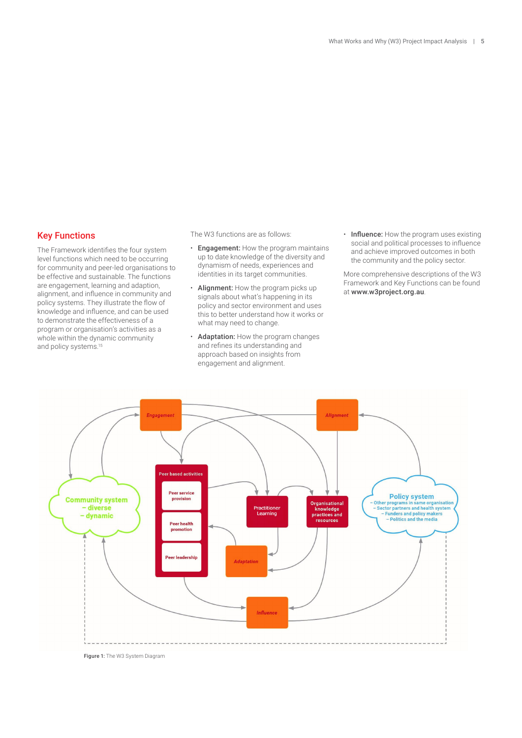## Key Functions

The Framework identifies the four system level functions which need to be occurring for community and peer-led organisations to be effective and sustainable. The functions are engagement, learning and adaption, alignment, and influence in community and policy systems. They illustrate the flow of knowledge and influence, and can be used to demonstrate the effectiveness of a program or organisation's activities as a whole within the dynamic community and policy systems.[15]

The W3 functions are as follows:

- **Engagement:** How the program maintains up to date knowledge of the diversity and dynamism of needs, experiences and identities in its target communities.
- **Alignment:** How the program picks up signals about what's happening in its policy and sector environment and uses this to better understand how it works or what may need to change.
- **Adaptation:** How the program changes and refines its understanding and approach based on insights from engagement and alignment.
- **Influence:** How the program uses existing social and political processes to influence and achieve improved outcomes in both the community and the policy sector.

More comprehensive descriptions of the W3 Framework and Key Functions can be found at **www.w3project.org.au**.

Figure 1: The W3 System Diagram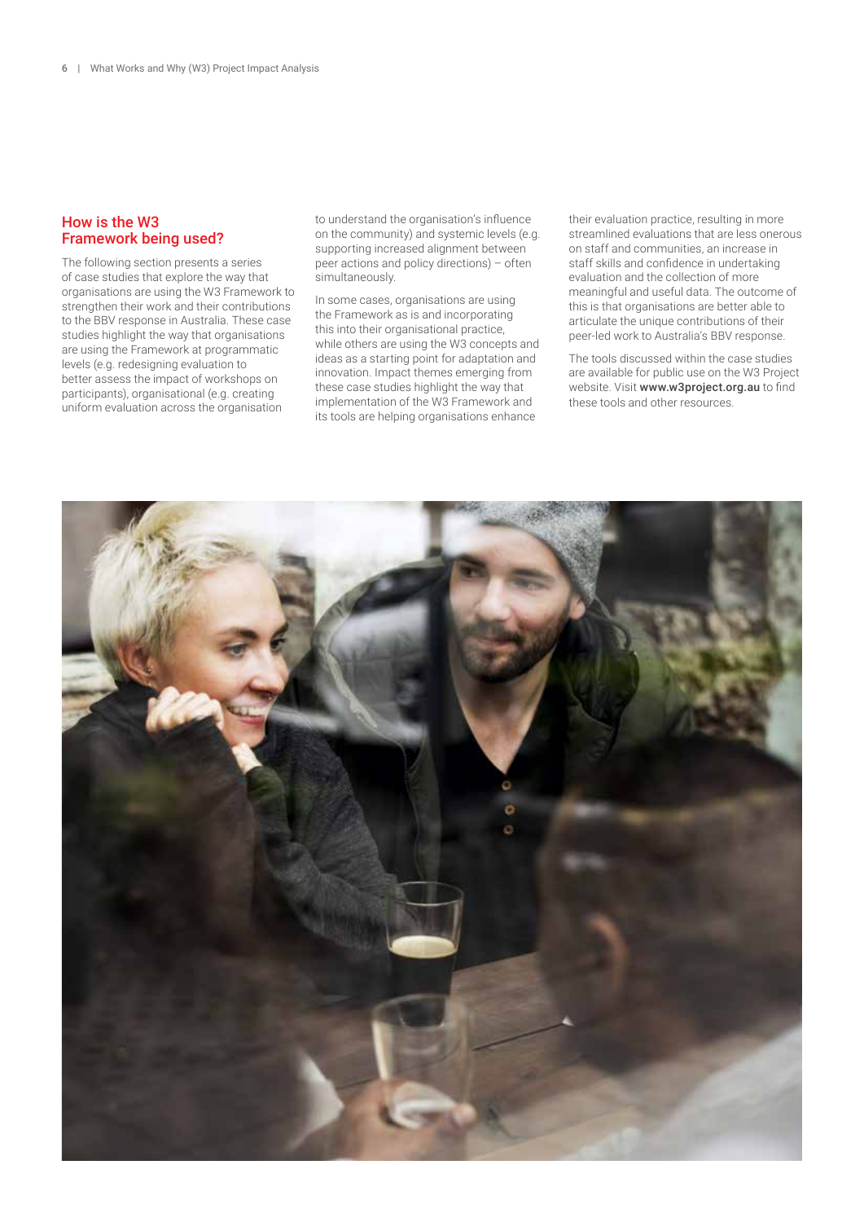## How is the W3 Framework being used?

The following section presents a series of case studies that explore the way that organisations are using the W3 Framework to strengthen their work and their contributions to the BBV response in Australia. These case studies highlight the way that organisations are using the Framework at programmatic levels (e.g. redesigning evaluation to better assess the impact of workshops on participants), organisational (e.g. creating uniform evaluation across the organisation to understand the organisation's influence on the community) and systemic levels (e.g. supporting increased alignment between peer actions and policy directions) – often simultaneously.

In some cases, organisations are using the Framework as is and incorporating this into their organisational practice, while others are using the W3 concepts and ideas as a starting point for adaptation and innovation. Impact themes emerging from these case studies highlight the way that implementation of the W3 Framework and its tools are helping organisations enhance their evaluation practice, resulting in more streamlined evaluations that are less onerous on staff and communities, an increase in staff skills and confidence in undertaking evaluation and the collection of more meaningful and useful data. The outcome of this is that organisations are better able to articulate the unique contributions of their peer-led work to Australia's BBV response.

The tools discussed within the case studies are available for public use on the W3 Project website. Visit **www.w3project.org.au** to find these tools and other resources.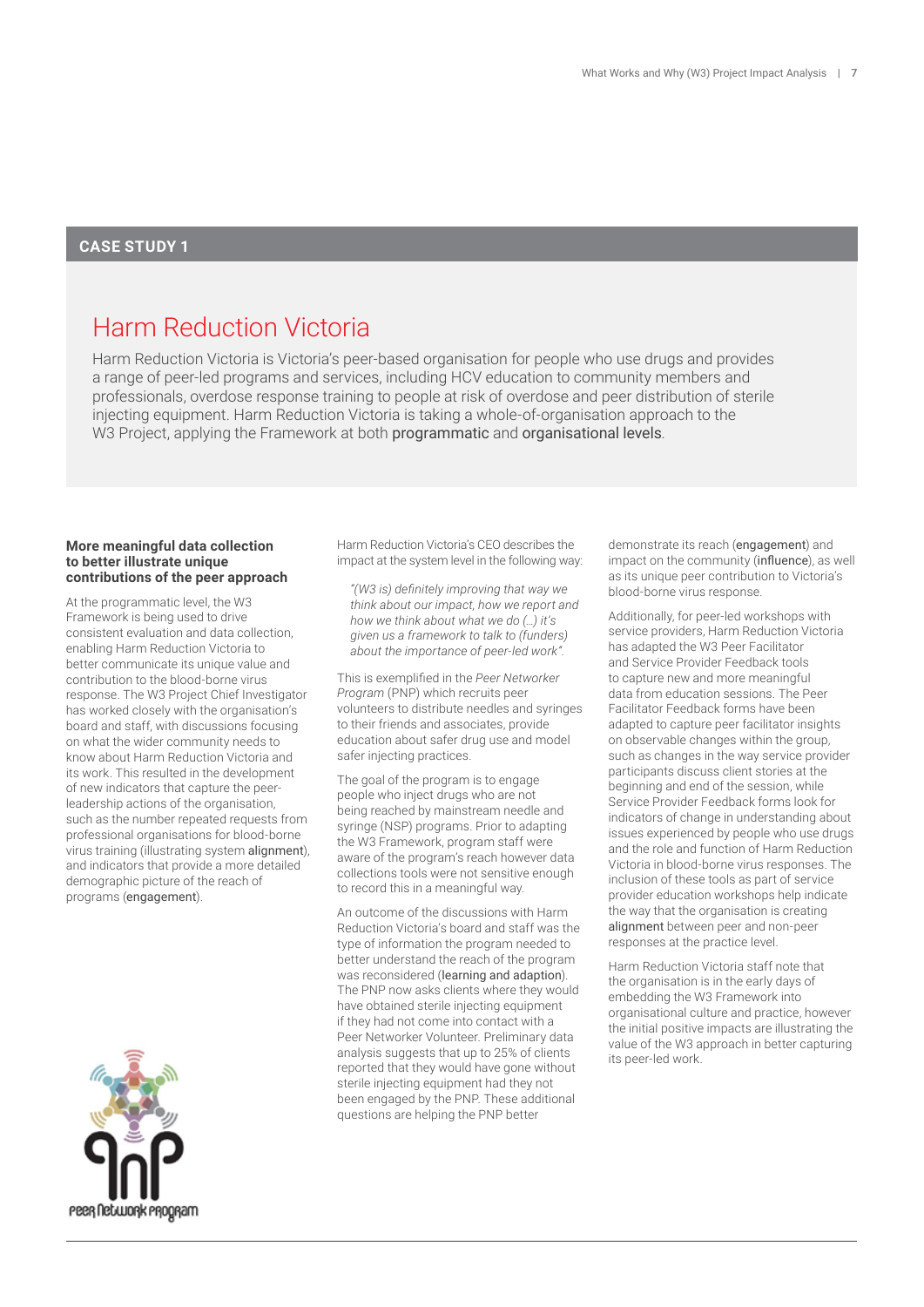**CASE STUDY 1**

# Harm Reduction Victoria

Harm Reduction Victoria is Victoria's peer-based organisation for people who use drugs and provides a range of peer-led programs and services, including HCV education to community members and professionals, overdose response training to people at risk of overdose and peer distribution of sterile injecting equipment. Harm Reduction Victoria is taking a whole-of-organisation approach to the W3 Project, applying the Framework at both programmatic and organisational levels.

### More meaningful data collection to better illustrate unique contributions of the peer approach

At the programmatic level, the W3 Framework is being used to drive consistent evaluation and data collection, enabling Harm Reduction Victoria to better communicate its unique value and contribution to the blood-borne virus response. The W3 Project Chief Investigator has worked closely with the organisation's board and staff, with discussions focusing on what the wider community needs to know about Harm Reduction Victoria and its work. This resulted in the development of new indicators that capture the peer-leadership actions of the organisation, such as the number repeated requests from professional organisations for blood-borne virus training (illustrating system alignment), and indicators that provide a more detailed demographic picture of the reach of programs (engagement).

Harm Reduction Victoria's CEO describes the impact at the system level in the following way:

> *"(W3 is) definitely improving that way we think about our impact, how we report and how we think about what we do (…) it's given us a framework to talk to (funders) about the importance of peer-led work".*

This is exemplified in the *Peer Networker Program* (PNP) which recruits peer volunteers to distribute needles and syringes to their friends and associates, provide education about safer drug use and model safer injecting practices.

The goal of the program is to engage people who inject drugs who are not being reached by mainstream needle and syringe (NSP) programs. Prior to adapting the W3 Framework, program staff were aware of the program's reach however data collections tools were not sensitive enough to record this in a meaningful way.

An outcome of the discussions with Harm Reduction Victoria's board and staff was the type of information the program needed to better understand the reach of the program was reconsidered (learning and adaption). The PNP now asks clients where they would have obtained sterile injecting equipment if they had not come into contact with a Peer Networker Volunteer. Preliminary data analysis suggests that up to 25% of clients reported that they would have gone without sterile injecting equipment had they not been engaged by the PNP. These additional questions are helping the PNP better demonstrate its reach (engagement) and impact on the community (influence), as well as its unique peer contribution to Victoria's blood-borne virus response.

Additionally, for peer-led workshops with service providers, Harm Reduction Victoria has adapted the W3 Peer Facilitator and Service Provider Feedback tools to capture new and more meaningful data from education sessions. The Peer Facilitator Feedback forms have been adapted to capture peer facilitator insights on observable changes within the group, such as changes in the way service provider participants discuss client stories at the beginning and end of the session, while Service Provider Feedback forms look for indicators of change in understanding about issues experienced by people who use drugs and the role and function of Harm Reduction Victoria in blood-borne virus responses. The inclusion of these tools as part of service provider education workshops help indicate the way that the organisation is creating alignment between peer and non-peer responses at the practice level.

Harm Reduction Victoria staff note that the organisation is in the early days of embedding the W3 Framework into organisational culture and practice, however the initial positive impacts are illustrating the value of the W3 approach in better capturing its peer-led work.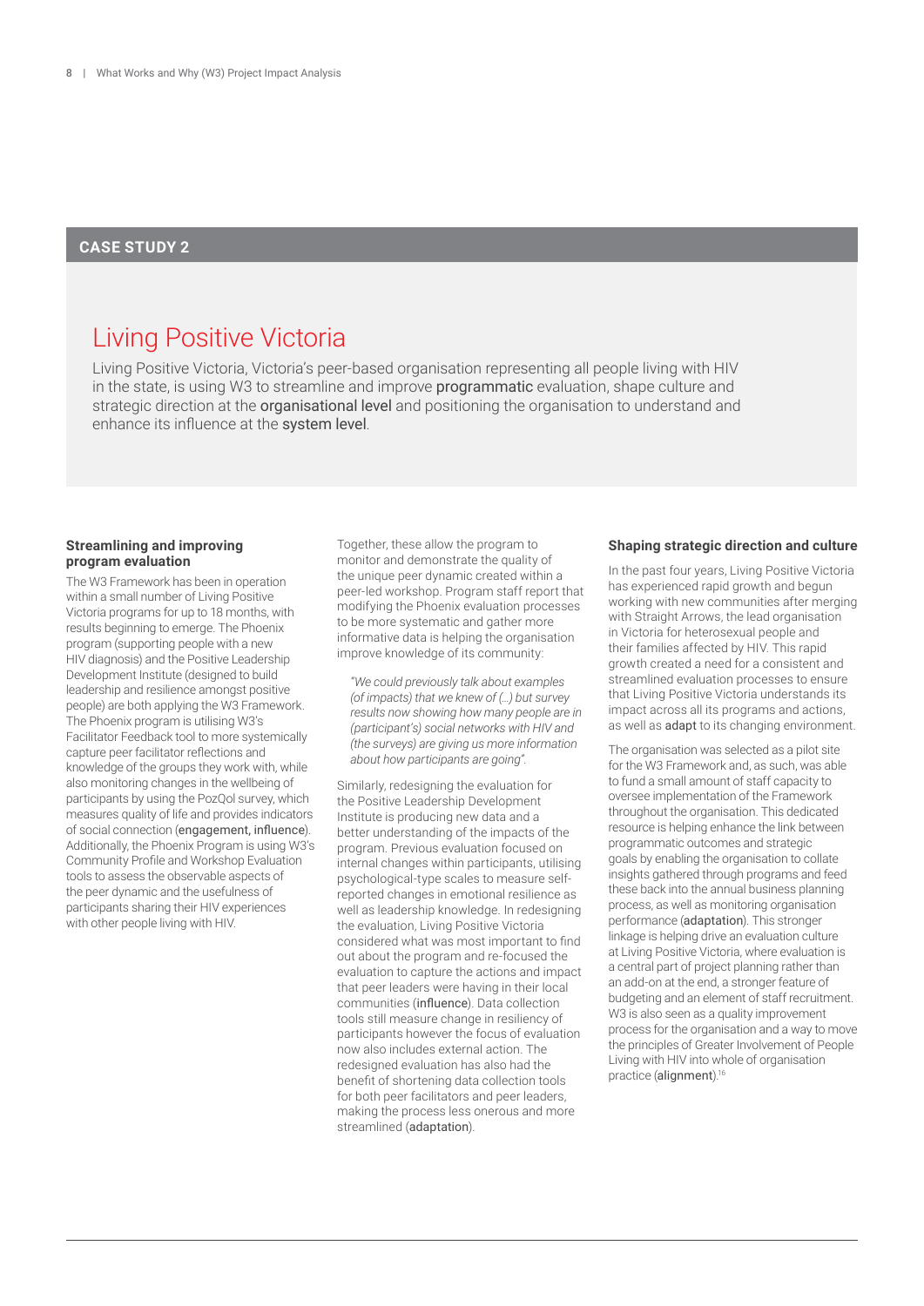**CASE STUDY 2**

# Living Positive Victoria

Living Positive Victoria, Victoria's peer-based organisation representing all people living with HIV in the state, is using W3 to streamline and improve programmatic evaluation, shape culture and strategic direction at the organisational level and positioning the organisation to understand and enhance its influence at the system level.

### Streamlining and improving program evaluation

The W3 Framework has been in operation within a small number of Living Positive Victoria programs for up to 18 months, with results beginning to emerge. The Phoenix program (supporting people with a new HIV diagnosis) and the Positive Leadership Development Institute (designed to build leadership and resilience amongst positive people) are both applying the W3 Framework. The Phoenix program is utilising W3's Facilitator Feedback tool to more systemically capture peer facilitator reflections and knowledge of the groups they work with, while also monitoring changes in the wellbeing of participants by using the PozQol survey, which measures quality of life and provides indicators of social connection (engagement, influence). Additionally, the Phoenix Program is using W3's Community Profile and Workshop Evaluation tools to assess the observable aspects of the peer dynamic and the usefulness of participants sharing their HIV experiences with other people living with HIV.

Together, these allow the program to monitor and demonstrate the quality of the unique peer dynamic created within a peer-led workshop. Program staff report that modifying the Phoenix evaluation processes to be more systematic and gather more informative data is helping the organisation improve knowledge of its community:

> *"We could previously talk about examples (of impacts) that we knew of (…) but survey results now showing how many people are in (participant's) social networks with HIV and (the surveys) are giving us more information about how participants are going".*

Similarly, redesigning the evaluation for the Positive Leadership Development Institute is producing new data and a better understanding of the impacts of the program. Previous evaluation focused on internal changes within participants, utilising psychological-type scales to measure self-reported changes in emotional resilience as well as leadership knowledge. In redesigning the evaluation, Living Positive Victoria considered what was most important to find out about the program and re-focused the evaluation to capture the actions and impact that peer leaders were having in their local communities (influence). Data collection tools still measure change in resiliency of participants however the focus of evaluation now also includes external action. The redesigned evaluation has also had the benefit of shortening data collection tools for both peer facilitators and peer leaders, making the process less onerous and more streamlined (adaptation).

### Shaping strategic direction and culture

In the past four years, Living Positive Victoria has experienced rapid growth and begun working with new communities after merging with Straight Arrows, the lead organisation in Victoria for heterosexual people and their families affected by HIV. This rapid growth created a need for a consistent and streamlined evaluation processes to ensure that Living Positive Victoria understands its impact across all its programs and actions, as well as adapt to its changing environment.

The organisation was selected as a pilot site for the W3 Framework and, as such, was able to fund a small amount of staff capacity to oversee implementation of the Framework throughout the organisation. This dedicated resource is helping enhance the link between programmatic outcomes and strategic goals by enabling the organisation to collate insights gathered through programs and feed these back into the annual business planning process, as well as monitoring organisation performance (adaptation). This stronger linkage is helping drive an evaluation culture at Living Positive Victoria, where evaluation is a central part of project planning rather than an add-on at the end, a stronger feature of budgeting and an element of staff recruitment. W3 is also seen as a quality improvement process for the organisation and a way to move the principles of Greater Involvement of People Living with HIV into whole of organisation practice (alignment).[16]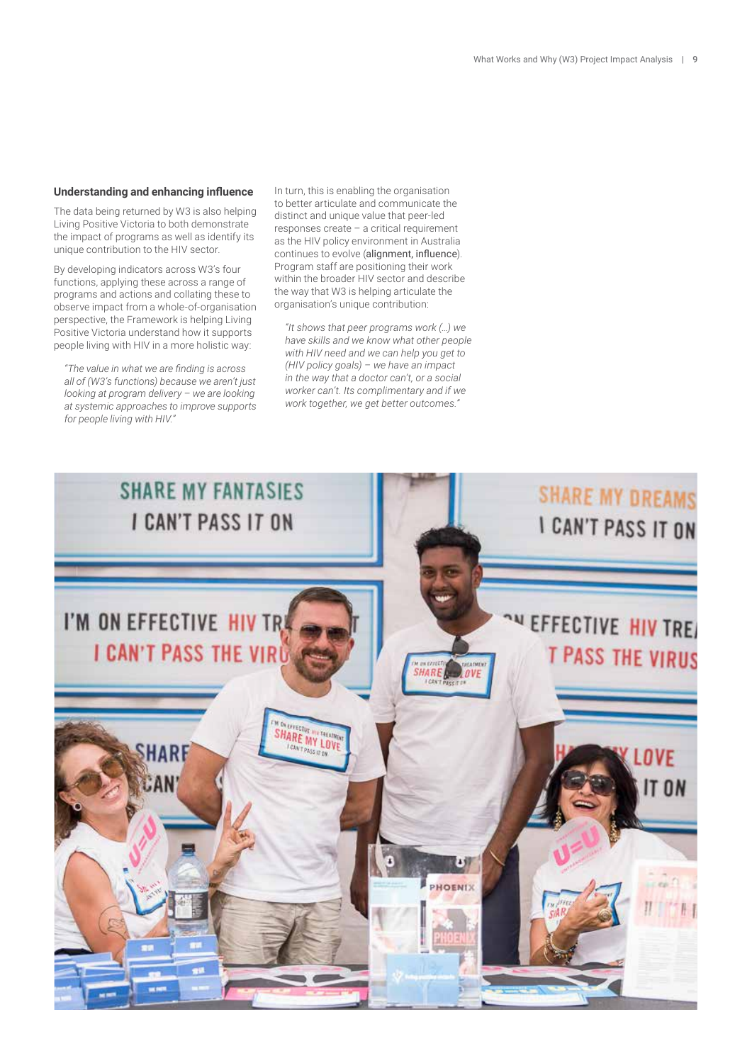### Understanding and enhancing influence

The data being returned by W3 is also helping Living Positive Victoria to both demonstrate the impact of programs as well as identify its unique contribution to the HIV sector.

By developing indicators across W3's four functions, applying these across a range of programs and actions and collating these to observe impact from a whole-of-organisation perspective, the Framework is helping Living Positive Victoria understand how it supports people living with HIV in a more holistic way:

> *"The value in what we are finding is across all of (W3's functions) because we aren't just looking at program delivery – we are looking at systemic approaches to improve supports for people living with HIV."*

In turn, this is enabling the organisation to better articulate and communicate the distinct and unique value that peer-led responses create – a critical requirement as the HIV policy environment in Australia continues to evolve (alignment, influence). Program staff are positioning their work within the broader HIV sector and describe the way that W3 is helping articulate the organisation's unique contribution:

> *"It shows that peer programs work (…) we have skills and we know what other people with HIV need and we can help you get to (HIV policy goals) – we have an impact in the way that a doctor can't, or a social worker can't. Its complimentary and if we work together, we get better outcomes."*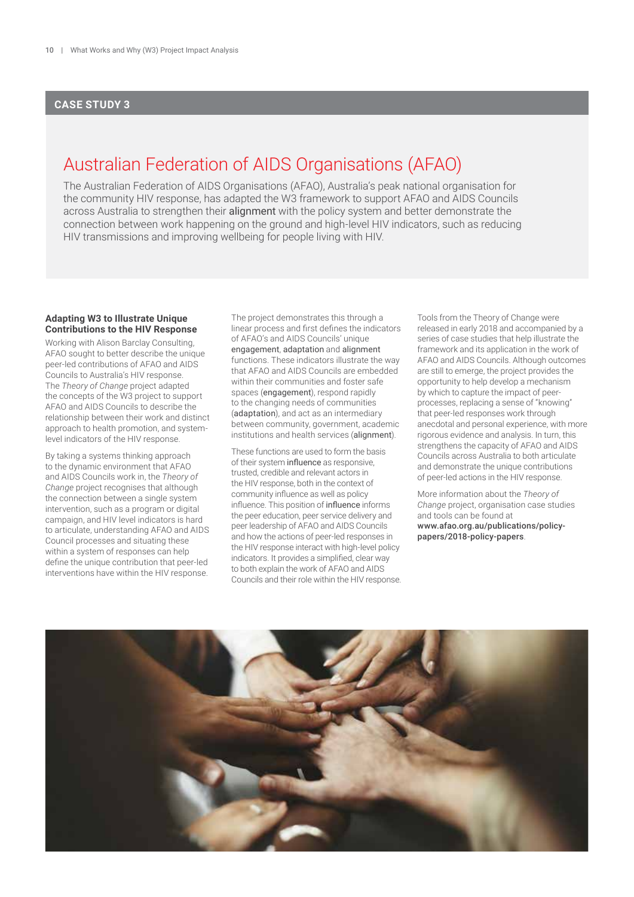**CASE STUDY 3**

# Australian Federation of AIDS Organisations (AFAO)

The Australian Federation of AIDS Organisations (AFAO), Australia's peak national organisation for the community HIV response, has adapted the W3 framework to support AFAO and AIDS Councils across Australia to strengthen their alignment with the policy system and better demonstrate the connection between work happening on the ground and high-level HIV indicators, such as reducing HIV transmissions and improving wellbeing for people living with HIV.

### Adapting W3 to Illustrate Unique Contributions to the HIV Response

Working with Alison Barclay Consulting, AFAO sought to better describe the unique peer-led contributions of AFAO and AIDS Councils to Australia's HIV response. The *Theory of Change* project adapted the concepts of the W3 project to support AFAO and AIDS Councils to describe the relationship between their work and distinct approach to health promotion, and system-level indicators of the HIV response.

By taking a systems thinking approach to the dynamic environment that AFAO and AIDS Councils work in, the *Theory of Change* project recognises that although the connection between a single system intervention, such as a program or digital campaign, and HIV level indicators is hard to articulate, understanding AFAO and AIDS Council processes and situating these within a system of responses can help define the unique contribution that peer-led interventions have within the HIV response.

The project demonstrates this through a linear process and first defines the indicators of AFAO's and AIDS Councils' unique engagement, adaptation and alignment functions. These indicators illustrate the way that AFAO and AIDS Councils are embedded within their communities and foster safe spaces (engagement), respond rapidly to the changing needs of communities (adaptation), and act as an intermediary between community, government, academic institutions and health services (alignment).

These functions are used to form the basis of their system influence as responsive, trusted, credible and relevant actors in the HIV response, both in the context of community influence as well as policy influence. This position of influence informs the peer education, peer service delivery and peer leadership of AFAO and AIDS Councils and how the actions of peer-led responses in the HIV response interact with high-level policy indicators. It provides a simplified, clear way to both explain the work of AFAO and AIDS Councils and their role within the HIV response.

Tools from the Theory of Change were released in early 2018 and accompanied by a series of case studies that help illustrate the framework and its application in the work of AFAO and AIDS Councils. Although outcomes are still to emerge, the project provides the opportunity to help develop a mechanism by which to capture the impact of peer-processes, replacing a sense of "knowing" that peer-led responses work through anecdotal and personal experience, with more rigorous evidence and analysis. In turn, this strengthens the capacity of AFAO and AIDS Councils across Australia to both articulate and demonstrate the unique contributions of peer-led actions in the HIV response.

More information about the *Theory of Change* project, organisation case studies and tools can be found at **www.afao.org.au/publications/policy-papers/2018-policy-papers**.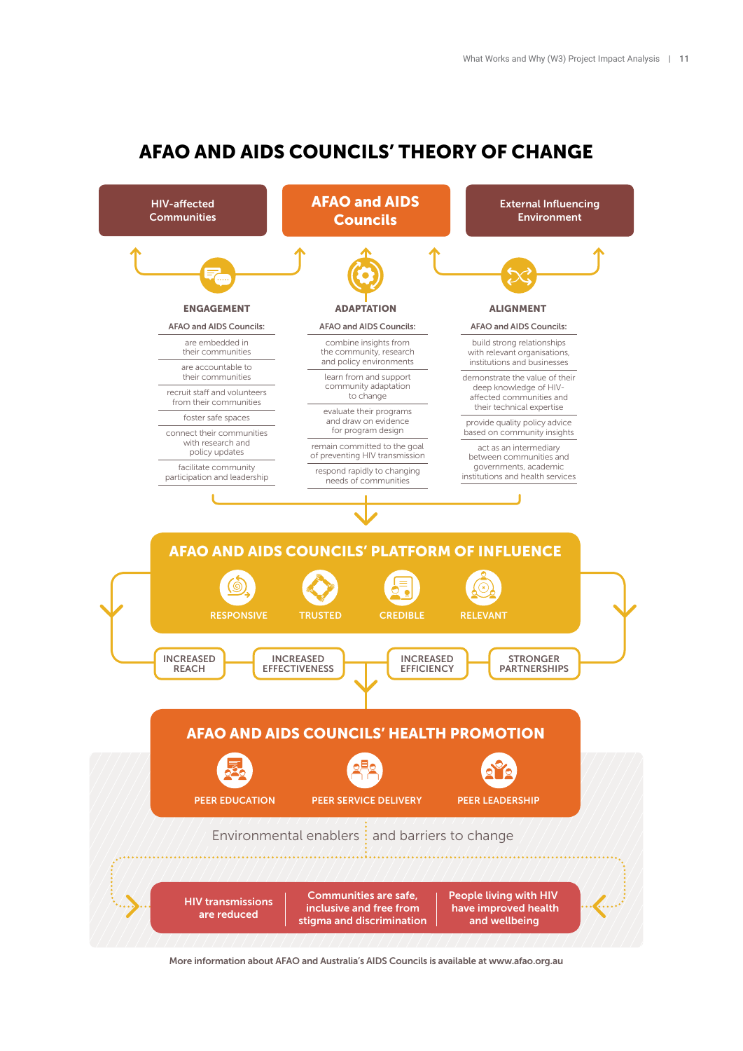# AFAO AND AIDS COUNCILS' THEORY OF CHANGE

**HIV-affected Communities** | **AFAO and AIDS Councils** | **External Influencing Environment**

### ENGAGEMENT

AFAO and AIDS Councils:

- are embedded in their communities
- are accountable to their communities
- recruit staff and volunteers from their communities
- foster safe spaces
- connect their communities with research and policy updates
- facilitate community participation and leadership

### ADAPTATION

AFAO and AIDS Councils:

- combine insights from the community, research and policy environments
- learn from and support community adaptation to change
- evaluate their programs and draw on evidence for program design
- remain committed to the goal of preventing HIV transmission
- respond rapidly to changing needs of communities

### ALIGNMENT

AFAO and AIDS Councils:

- build strong relationships with relevant organisations, institutions and businesses
- demonstrate the value of their deep knowledge of HIV-affected communities and their technical expertise
- provide quality policy advice based on community insights
- act as an intermediary between communities and governments, academic institutions and health services

## AFAO AND AIDS COUNCILS' PLATFORM OF INFLUENCE

RESPONSIVE | TRUSTED | CREDIBLE | RELEVANT

INCREASED REACH | INCREASED EFFECTIVENESS | INCREASED EFFICIENCY | STRONGER PARTNERSHIPS

## AFAO AND AIDS COUNCILS' HEALTH PROMOTION

PEER EDUCATION | PEER SERVICE DELIVERY | PEER LEADERSHIP

Environmental enablers and barriers to change

**HIV transmissions are reduced** | **Communities are safe, inclusive and free from stigma and discrimination** | **People living with HIV have improved health and wellbeing**

More information about AFAO and Australia's AIDS Councils is available at www.afao.org.au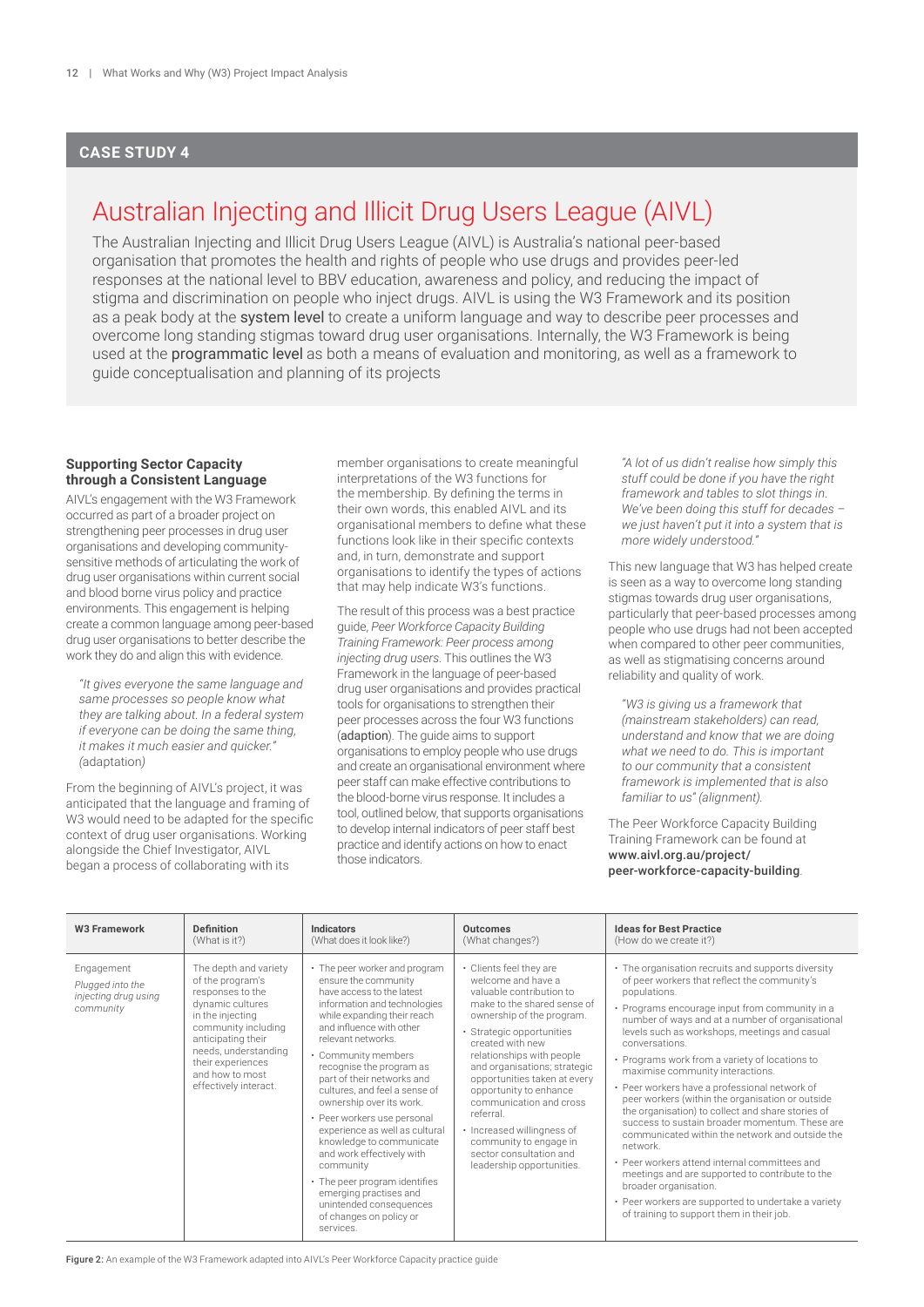**CASE STUDY 4**

# Australian Injecting and Illicit Drug Users League (AIVL)

The Australian Injecting and Illicit Drug Users League (AIVL) is Australia's national peer-based organisation that promotes the health and rights of people who use drugs and provides peer-led responses at the national level to BBV education, awareness and policy, and reducing the impact of stigma and discrimination on people who inject drugs. AIVL is using the W3 Framework and its position as a peak body at the **system level** to create a uniform language and way to describe peer processes and overcome long standing stigmas toward drug user organisations. Internally, the W3 Framework is being used at the **programmatic level** as both a means of evaluation and monitoring, as well as a framework to guide conceptualisation and planning of its projects

### Supporting Sector Capacity through a Consistent Language

AIVL's engagement with the W3 Framework occurred as part of a broader project on strengthening peer processes in drug user organisations and developing community-sensitive methods of articulating the work of drug user organisations within current social and blood borne virus policy and practice environments. This engagement is helping create a common language among peer-based drug user organisations to better describe the work they do and align this with evidence.

> *"It gives everyone the same language and same processes so people know what they are talking about. In a federal system if everyone can be doing the same thing, it makes it much easier and quicker."* (adaptation)

From the beginning of AIVL's project, it was anticipated that the language and framing of W3 would need to be adapted for the specific context of drug user organisations. Working alongside the Chief Investigator, AIVL began a process of collaborating with its member organisations to create meaningful interpretations of the W3 functions for the membership. By defining the terms in their own words, this enabled AIVL and its organisational members to define what these functions look like in their specific contexts and, in turn, demonstrate and support organisations to identify the types of actions that may help indicate W3's functions.

The result of this process was a best practice guide, *Peer Workforce Capacity Building Training Framework: Peer process among injecting drug users*. This outlines the W3 Framework in the language of peer-based drug user organisations and provides practical tools for organisations to strengthen their peer processes across the four W3 functions (**adaption**). The guide aims to support organisations to employ people who use drugs and create an organisational environment where peer staff can make effective contributions to the blood-borne virus response. It includes a tool, outlined below, that supports organisations to develop internal indicators of peer staff best practice and identify actions on how to enact those indicators.

> *"A lot of us didn't realise how simply this stuff could be done if you have the right framework and tables to slot things in. We've been doing this stuff for decades – we just haven't put it into a system that is more widely understood."*

This new language that W3 has helped create is seen as a way to overcome long standing stigmas towards drug user organisations, particularly that peer-based processes among people who use drugs had not been accepted when compared to other peer communities, as well as stigmatising concerns around reliability and quality of work.

> *"W3 is giving us a framework that (mainstream stakeholders) can read, understand and know that we are doing what we need to do. This is important to our community that a consistent framework is implemented that is also familiar to us"* (alignment).

The Peer Workforce Capacity Building Training Framework can be found at **www.aivl.org.au/project/peer-workforce-capacity-building**.

| **W3 Framework** | **Definition** (What is it?) | **Indicators** (What does it look like?) | **Outcomes** (What changes?) | **Ideas for Best Practice** (How do we create it?) |
|---|---|---|---|---|
| Engagement *Plugged into the injecting drug using community* | The depth and variety of the program's responses to the dynamic cultures in the injecting community including anticipating their needs, understanding their experiences and how to most effectively interact. | • The peer worker and program ensure the community have access to the latest information and technologies while expanding their reach and influence with other relevant networks. • Community members recognise the program as part of their networks and cultures, and feel a sense of ownership over its work. • Peer workers use personal experience as well as cultural knowledge to communicate and work effectively with community • The peer program identifies emerging practises and unintended consequences of changes on policy or services. | • Clients feel they are welcome and have a valuable contribution to make to the shared sense of ownership of the program. • Strategic opportunities created with new relationships with people and organisations; strategic opportunities taken at every opportunity to enhance communication and cross referral. • Increased willingness of community to engage in sector consultation and leadership opportunities. | • The organisation recruits and supports diversity of peer workers that reflect the community's populations. • Programs encourage input from community in a number of ways and at a number of organisational levels such as workshops, meetings and casual conversations. • Programs work from a variety of locations to maximise community interactions. • Peer workers have a professional network of peer workers (within the organisation or outside the organisation) to collect and share stories of success to sustain broader momentum. These are communicated within the network and outside the network. • Peer workers attend internal committees and meetings and are supported to contribute to the broader organisation. • Peer workers are supported to undertake a variety of training to support them in their job. |

**Figure 2:** An example of the W3 Framework adapted into AIVL's Peer Workforce Capacity practice guide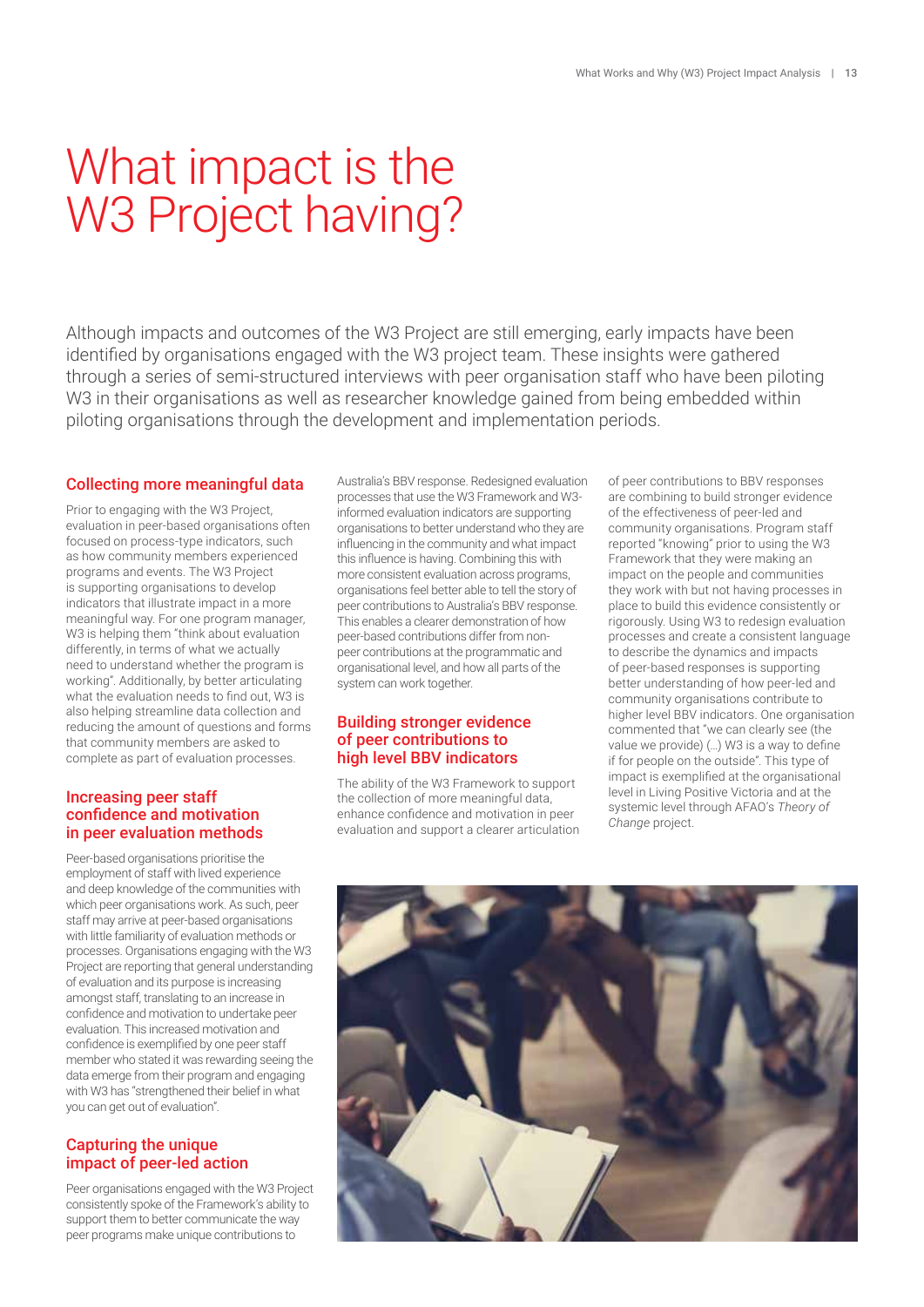# What impact is the W3 Project having?

Although impacts and outcomes of the W3 Project are still emerging, early impacts have been identified by organisations engaged with the W3 project team. These insights were gathered through a series of semi-structured interviews with peer organisation staff who have been piloting W3 in their organisations as well as researcher knowledge gained from being embedded within piloting organisations through the development and implementation periods.

## Collecting more meaningful data

Prior to engaging with the W3 Project, evaluation in peer-based organisations often focused on process-type indicators, such as how community members experienced programs and events. The W3 Project is supporting organisations to develop indicators that illustrate impact in a more meaningful way. For one program manager, W3 is helping them "think about evaluation differently, in terms of what we actually need to understand whether the program is working". Additionally, by better articulating what the evaluation needs to find out, W3 is also helping streamline data collection and reducing the amount of questions and forms that community members are asked to complete as part of evaluation processes.

## Increasing peer staff confidence and motivation in peer evaluation methods

Peer-based organisations prioritise the employment of staff with lived experience and deep knowledge of the communities with which peer organisations work. As such, peer staff may arrive at peer-based organisations with little familiarity of evaluation methods or processes. Organisations engaging with the W3 Project are reporting that general understanding of evaluation and its purpose is increasing amongst staff, translating to an increase in confidence and motivation to undertake peer evaluation. This increased motivation and confidence is exemplified by one peer staff member who stated it was rewarding seeing the data emerge from their program and engaging with W3 has "strengthened their belief in what you can get out of evaluation".

## Capturing the unique impact of peer-led action

Peer organisations engaged with the W3 Project consistently spoke of the Framework's ability to support them to better communicate the way peer programs make unique contributions to Australia's BBV response. Redesigned evaluation processes that use the W3 Framework and W3-informed evaluation indicators are supporting organisations to better understand who they are influencing in the community and what impact this influence is having. Combining this with more consistent evaluation across programs, organisations feel better able to tell the story of peer contributions to Australia's BBV response. This enables a clearer demonstration of how peer-based contributions differ from non-peer contributions at the programmatic and organisational level, and how all parts of the system can work together.

## Building stronger evidence of peer contributions to high level BBV indicators

The ability of the W3 Framework to support the collection of more meaningful data, enhance confidence and motivation in peer evaluation and support a clearer articulation of peer contributions to BBV responses are combining to build stronger evidence of the effectiveness of peer-led and community organisations. Program staff reported "knowing" prior to using the W3 Framework that they were making an impact on the people and communities they work with but not having processes in place to build this evidence consistently or rigorously. Using W3 to redesign evaluation processes and create a consistent language to describe the dynamics and impacts of peer-based responses is supporting better understanding of how peer-led and community organisations contribute to higher level BBV indicators. One organisation commented that "we can clearly see (the value we provide) (…) W3 is a way to define if for people on the outside". This type of impact is exemplified at the organisational level in Living Positive Victoria and at the systemic level through AFAO's *Theory of Change* project.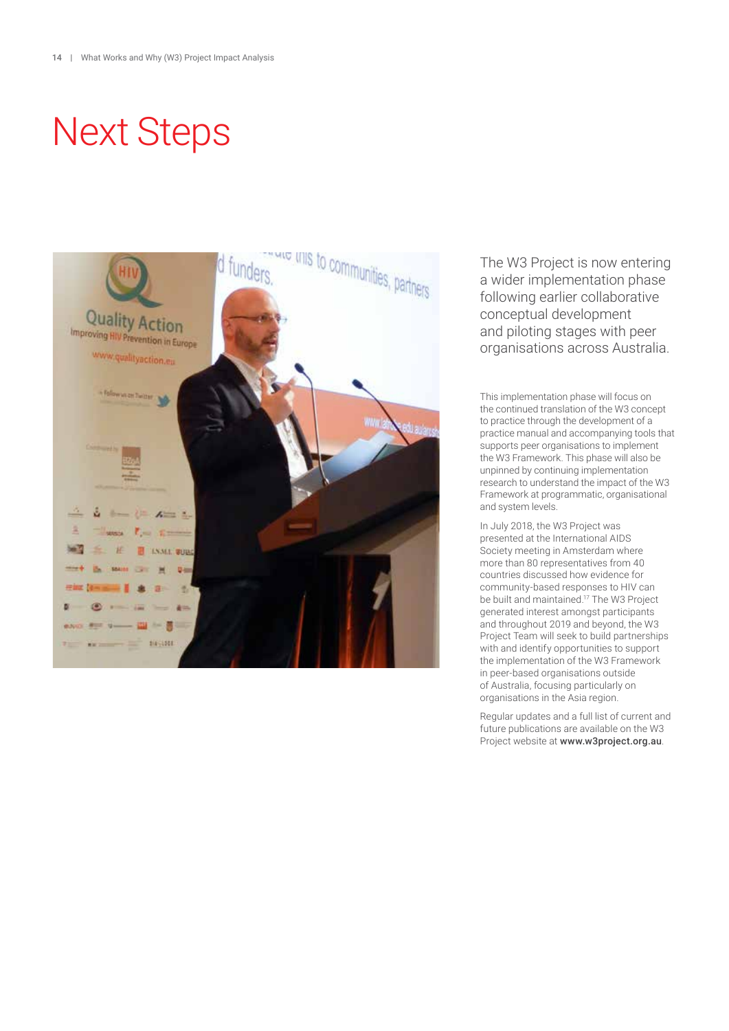# Next Steps

The W3 Project is now entering a wider implementation phase following earlier collaborative conceptual development and piloting stages with peer organisations across Australia.

This implementation phase will focus on the continued translation of the W3 concept to practice through the development of a practice manual and accompanying tools that supports peer organisations to implement the W3 Framework. This phase will also be unpinned by continuing implementation research to understand the impact of the W3 Framework at programmatic, organisational and system levels.

In July 2018, the W3 Project was presented at the International AIDS Society meeting in Amsterdam where more than 80 representatives from 40 countries discussed how evidence for community-based responses to HIV can be built and maintained.[17] The W3 Project generated interest amongst participants and throughout 2019 and beyond, the W3 Project Team will seek to build partnerships with and identify opportunities to support the implementation of the W3 Framework in peer-based organisations outside of Australia, focusing particularly on organisations in the Asia region.

Regular updates and a full list of current and future publications are available on the W3 Project website at **www.w3project.org.au**.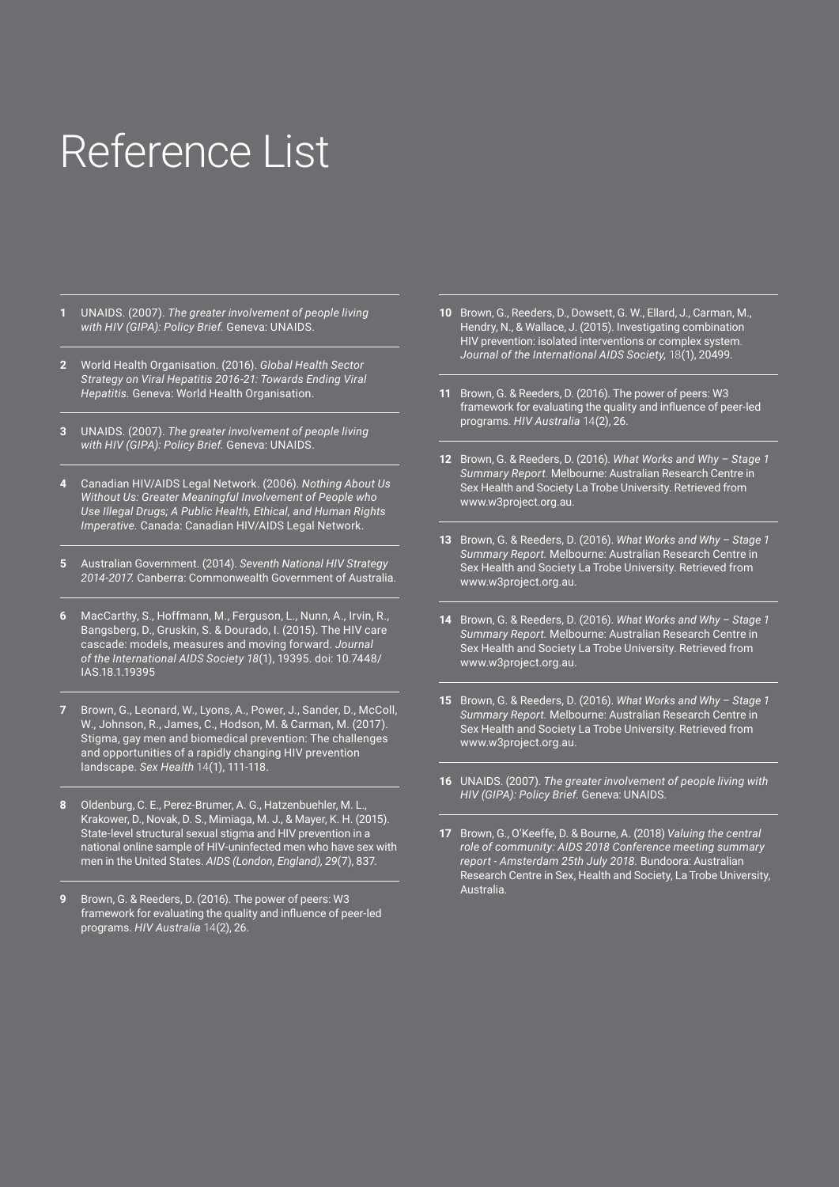# Reference List

1. UNAIDS. (2007). *The greater involvement of people living with HIV (GIPA): Policy Brief.* Geneva: UNAIDS.

2. World Health Organisation. (2016). *Global Health Sector Strategy on Viral Hepatitis 2016-21: Towards Ending Viral Hepatitis.* Geneva: World Health Organisation.

3. UNAIDS. (2007). *The greater involvement of people living with HIV (GIPA): Policy Brief.* Geneva: UNAIDS.

4. Canadian HIV/AIDS Legal Network. (2006). *Nothing About Us Without Us: Greater Meaningful Involvement of People who Use Illegal Drugs; A Public Health, Ethical, and Human Rights Imperative.* Canada: Canadian HIV/AIDS Legal Network.

5. Australian Government. (2014). *Seventh National HIV Strategy 2014-2017.* Canberra: Commonwealth Government of Australia.

6. MacCarthy, S., Hoffmann, M., Ferguson, L., Nunn, A., Irvin, R., Bangsberg, D., Gruskin, S. & Dourado, I. (2015). The HIV care cascade: models, measures and moving forward. *Journal of the International AIDS Society 18*(1), 19395. doi: 10.7448/IAS.18.1.19395

7. Brown, G., Leonard, W., Lyons, A., Power, J., Sander, D., McColl, W., Johnson, R., James, C., Hodson, M. & Carman, M. (2017). Stigma, gay men and biomedical prevention: The challenges and opportunities of a rapidly changing HIV prevention landscape. *Sex Health* 14(1), 111-118.

8. Oldenburg, C. E., Perez-Brumer, A. G., Hatzenbuehler, M. L., Krakower, D., Novak, D. S., Mimiaga, M. J., & Mayer, K. H. (2015). State-level structural sexual stigma and HIV prevention in a national online sample of HIV-uninfected men who have sex with men in the United States. *AIDS (London, England), 29*(7), 837.

9. Brown, G. & Reeders, D. (2016). The power of peers: W3 framework for evaluating the quality and influence of peer-led programs. *HIV Australia* 14(2), 26.

10. Brown, G., Reeders, D., Dowsett, G. W., Ellard, J., Carman, M., Hendry, N., & Wallace, J. (2015). Investigating combination HIV prevention: isolated interventions or complex system. *Journal of the International AIDS Society,* 18(1), 20499.

11. Brown, G. & Reeders, D. (2016). The power of peers: W3 framework for evaluating the quality and influence of peer-led programs. *HIV Australia* 14(2), 26.

12. Brown, G. & Reeders, D. (2016). *What Works and Why – Stage 1 Summary Report.* Melbourne: Australian Research Centre in Sex Health and Society La Trobe University. Retrieved from www.w3project.org.au.

13. Brown, G. & Reeders, D. (2016). *What Works and Why – Stage 1 Summary Report.* Melbourne: Australian Research Centre in Sex Health and Society La Trobe University. Retrieved from www.w3project.org.au.

14. Brown, G. & Reeders, D. (2016). *What Works and Why – Stage 1 Summary Report.* Melbourne: Australian Research Centre in Sex Health and Society La Trobe University. Retrieved from www.w3project.org.au.

15. Brown, G. & Reeders, D. (2016). *What Works and Why – Stage 1 Summary Report.* Melbourne: Australian Research Centre in Sex Health and Society La Trobe University. Retrieved from www.w3project.org.au.

16. UNAIDS. (2007). *The greater involvement of people living with HIV (GIPA): Policy Brief.* Geneva: UNAIDS.

17. Brown, G., O'Keeffe, D. & Bourne, A. (2018) *Valuing the central role of community: AIDS 2018 Conference meeting summary report - Amsterdam 25th July 2018.* Bundoora: Australian Research Centre in Sex, Health and Society, La Trobe University, Australia.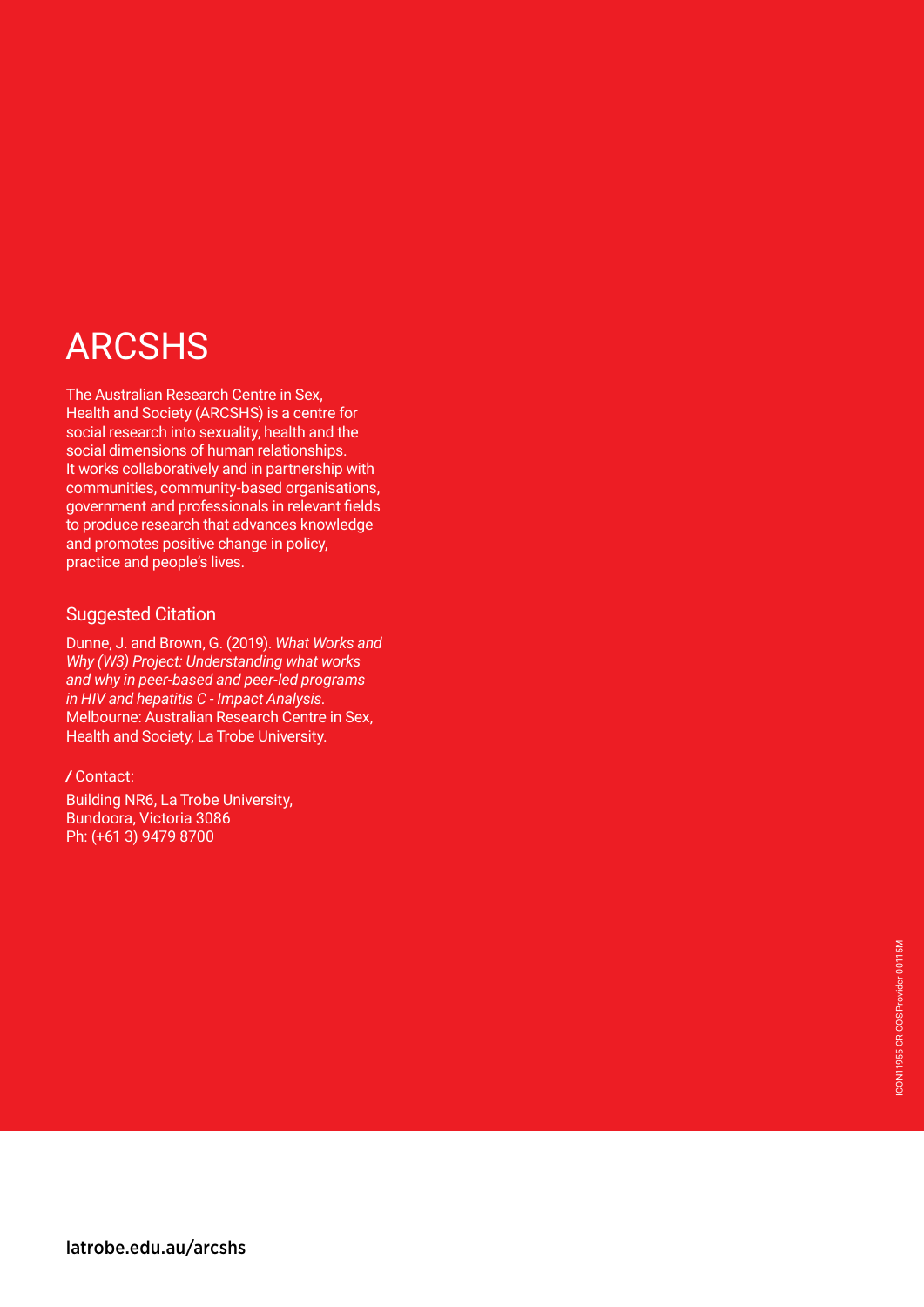# ARCSHS

The Australian Research Centre in Sex, Health and Society (ARCSHS) is a centre for social research into sexuality, health and the social dimensions of human relationships. It works collaboratively and in partnership with communities, community-based organisations, government and professionals in relevant fields to produce research that advances knowledge and promotes positive change in policy, practice and people's lives.

## Suggested Citation

Dunne, J. and Brown, G. (2019). *What Works and Why (W3) Project: Understanding what works and why in peer-based and peer-led programs in HIV and hepatitis C - Impact Analysis.* Melbourne: Australian Research Centre in Sex, Health and Society, La Trobe University.

**/** Contact:

Building NR6, La Trobe University,
Bundoora, Victoria 3086
Ph: (+61 3) 9479 8700

ICON11955 CRICOS Provider 00115M

latrobe.edu.au/arcshs